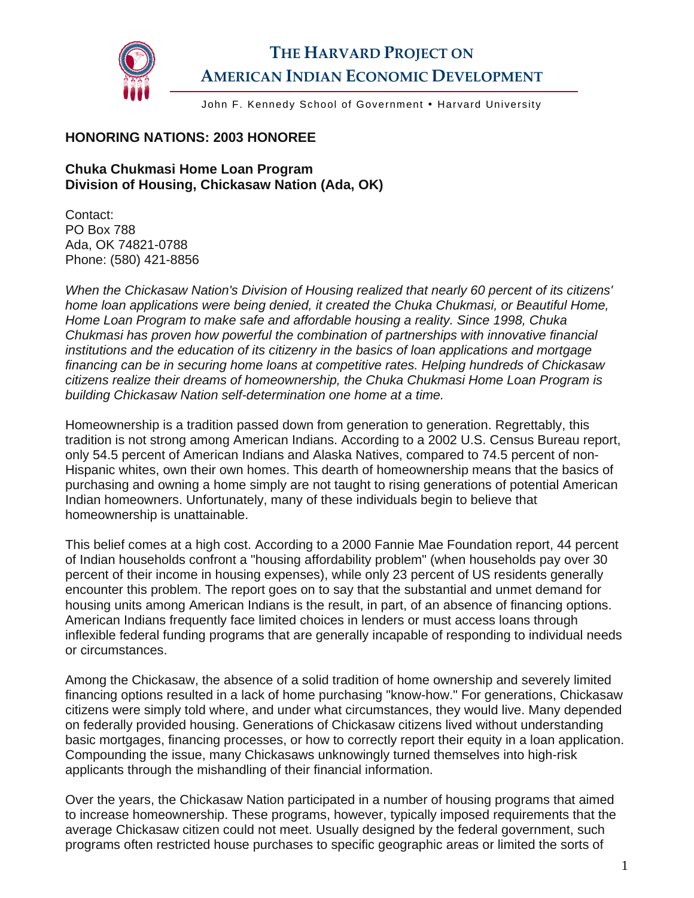# THE HARVARD PROJECT ON AMERICAN INDIAN ECONOMIC DEVELOPMENT

John F. Kennedy School of Government • Harvard University

**HONORING NATIONS: 2003 HONOREE**

**Chuka Chukmasi Home Loan Program**
**Division of Housing, Chickasaw Nation (Ada, OK)**

Contact:
PO Box 788
Ada, OK 74821-0788
Phone: (580) 421-8856

*When the Chickasaw Nation's Division of Housing realized that nearly 60 percent of its citizens' home loan applications were being denied, it created the Chuka Chukmasi, or Beautiful Home, Home Loan Program to make safe and affordable housing a reality. Since 1998, Chuka Chukmasi has proven how powerful the combination of partnerships with innovative financial institutions and the education of its citizenry in the basics of loan applications and mortgage financing can be in securing home loans at competitive rates. Helping hundreds of Chickasaw citizens realize their dreams of homeownership, the Chuka Chukmasi Home Loan Program is building Chickasaw Nation self-determination one home at a time.*

Homeownership is a tradition passed down from generation to generation. Regrettably, this tradition is not strong among American Indians. According to a 2002 U.S. Census Bureau report, only 54.5 percent of American Indians and Alaska Natives, compared to 74.5 percent of non-Hispanic whites, own their own homes. This dearth of homeownership means that the basics of purchasing and owning a home simply are not taught to rising generations of potential American Indian homeowners. Unfortunately, many of these individuals begin to believe that homeownership is unattainable.

This belief comes at a high cost. According to a 2000 Fannie Mae Foundation report, 44 percent of Indian households confront a "housing affordability problem" (when households pay over 30 percent of their income in housing expenses), while only 23 percent of US residents generally encounter this problem. The report goes on to say that the substantial and unmet demand for housing units among American Indians is the result, in part, of an absence of financing options. American Indians frequently face limited choices in lenders or must access loans through inflexible federal funding programs that are generally incapable of responding to individual needs or circumstances.

Among the Chickasaw, the absence of a solid tradition of home ownership and severely limited financing options resulted in a lack of home purchasing "know-how." For generations, Chickasaw citizens were simply told where, and under what circumstances, they would live. Many depended on federally provided housing. Generations of Chickasaw citizens lived without understanding basic mortgages, financing processes, or how to correctly report their equity in a loan application. Compounding the issue, many Chickasaws unknowingly turned themselves into high-risk applicants through the mishandling of their financial information.

Over the years, the Chickasaw Nation participated in a number of housing programs that aimed to increase homeownership. These programs, however, typically imposed requirements that the average Chickasaw citizen could not meet. Usually designed by the federal government, such programs often restricted house purchases to specific geographic areas or limited the sorts of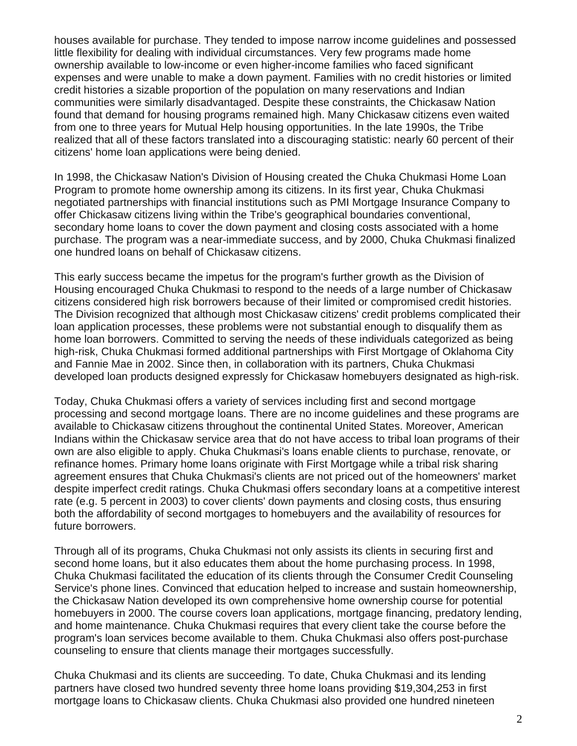houses available for purchase. They tended to impose narrow income guidelines and possessed little flexibility for dealing with individual circumstances. Very few programs made home ownership available to low-income or even higher-income families who faced significant expenses and were unable to make a down payment. Families with no credit histories or limited credit histories a sizable proportion of the population on many reservations and Indian communities were similarly disadvantaged. Despite these constraints, the Chickasaw Nation found that demand for housing programs remained high. Many Chickasaw citizens even waited from one to three years for Mutual Help housing opportunities. In the late 1990s, the Tribe realized that all of these factors translated into a discouraging statistic: nearly 60 percent of their citizens' home loan applications were being denied.

In 1998, the Chickasaw Nation's Division of Housing created the Chuka Chukmasi Home Loan Program to promote home ownership among its citizens. In its first year, Chuka Chukmasi negotiated partnerships with financial institutions such as PMI Mortgage Insurance Company to offer Chickasaw citizens living within the Tribe's geographical boundaries conventional, secondary home loans to cover the down payment and closing costs associated with a home purchase. The program was a near-immediate success, and by 2000, Chuka Chukmasi finalized one hundred loans on behalf of Chickasaw citizens.

This early success became the impetus for the program's further growth as the Division of Housing encouraged Chuka Chukmasi to respond to the needs of a large number of Chickasaw citizens considered high risk borrowers because of their limited or compromised credit histories. The Division recognized that although most Chickasaw citizens' credit problems complicated their loan application processes, these problems were not substantial enough to disqualify them as home loan borrowers. Committed to serving the needs of these individuals categorized as being high-risk, Chuka Chukmasi formed additional partnerships with First Mortgage of Oklahoma City and Fannie Mae in 2002. Since then, in collaboration with its partners, Chuka Chukmasi developed loan products designed expressly for Chickasaw homebuyers designated as high-risk.

Today, Chuka Chukmasi offers a variety of services including first and second mortgage processing and second mortgage loans. There are no income guidelines and these programs are available to Chickasaw citizens throughout the continental United States. Moreover, American Indians within the Chickasaw service area that do not have access to tribal loan programs of their own are also eligible to apply. Chuka Chukmasi's loans enable clients to purchase, renovate, or refinance homes. Primary home loans originate with First Mortgage while a tribal risk sharing agreement ensures that Chuka Chukmasi's clients are not priced out of the homeowners' market despite imperfect credit ratings. Chuka Chukmasi offers secondary loans at a competitive interest rate (e.g. 5 percent in 2003) to cover clients' down payments and closing costs, thus ensuring both the affordability of second mortgages to homebuyers and the availability of resources for future borrowers.

Through all of its programs, Chuka Chukmasi not only assists its clients in securing first and second home loans, but it also educates them about the home purchasing process. In 1998, Chuka Chukmasi facilitated the education of its clients through the Consumer Credit Counseling Service's phone lines. Convinced that education helped to increase and sustain homeownership, the Chickasaw Nation developed its own comprehensive home ownership course for potential homebuyers in 2000. The course covers loan applications, mortgage financing, predatory lending, and home maintenance. Chuka Chukmasi requires that every client take the course before the program's loan services become available to them. Chuka Chukmasi also offers post-purchase counseling to ensure that clients manage their mortgages successfully.

Chuka Chukmasi and its clients are succeeding. To date, Chuka Chukmasi and its lending partners have closed two hundred seventy three home loans providing $19,304,253 in first mortgage loans to Chickasaw clients. Chuka Chukmasi also provided one hundred nineteen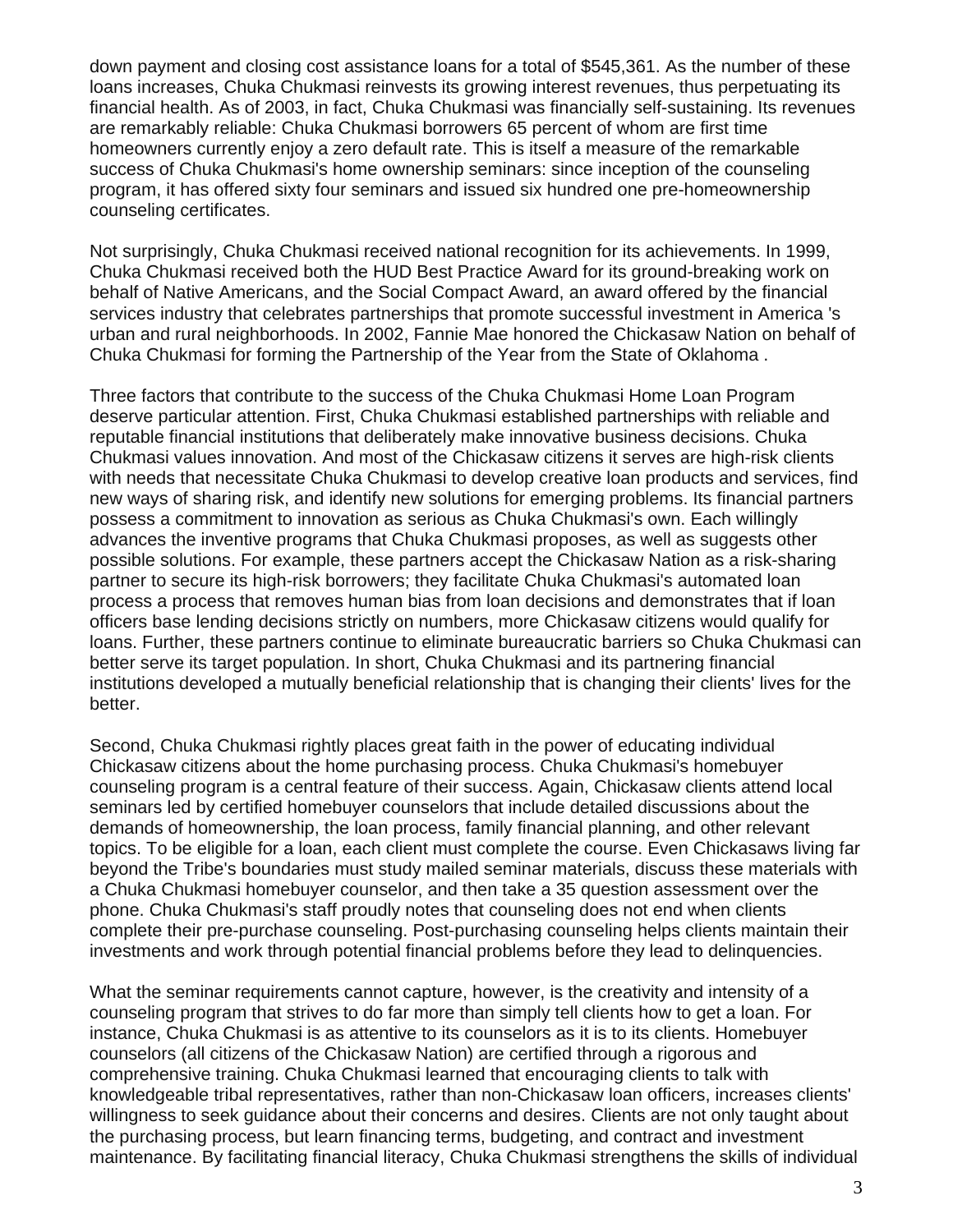down payment and closing cost assistance loans for a total of $545,361. As the number of these loans increases, Chuka Chukmasi reinvests its growing interest revenues, thus perpetuating its financial health. As of 2003, in fact, Chuka Chukmasi was financially self-sustaining. Its revenues are remarkably reliable: Chuka Chukmasi borrowers 65 percent of whom are first time homeowners currently enjoy a zero default rate. This is itself a measure of the remarkable success of Chuka Chukmasi's home ownership seminars: since inception of the counseling program, it has offered sixty four seminars and issued six hundred one pre-homeownership counseling certificates.

Not surprisingly, Chuka Chukmasi received national recognition for its achievements. In 1999, Chuka Chukmasi received both the HUD Best Practice Award for its ground-breaking work on behalf of Native Americans, and the Social Compact Award, an award offered by the financial services industry that celebrates partnerships that promote successful investment in America 's urban and rural neighborhoods. In 2002, Fannie Mae honored the Chickasaw Nation on behalf of Chuka Chukmasi for forming the Partnership of the Year from the State of Oklahoma .

Three factors that contribute to the success of the Chuka Chukmasi Home Loan Program deserve particular attention. First, Chuka Chukmasi established partnerships with reliable and reputable financial institutions that deliberately make innovative business decisions. Chuka Chukmasi values innovation. And most of the Chickasaw citizens it serves are high-risk clients with needs that necessitate Chuka Chukmasi to develop creative loan products and services, find new ways of sharing risk, and identify new solutions for emerging problems. Its financial partners possess a commitment to innovation as serious as Chuka Chukmasi's own. Each willingly advances the inventive programs that Chuka Chukmasi proposes, as well as suggests other possible solutions. For example, these partners accept the Chickasaw Nation as a risk-sharing partner to secure its high-risk borrowers; they facilitate Chuka Chukmasi's automated loan process a process that removes human bias from loan decisions and demonstrates that if loan officers base lending decisions strictly on numbers, more Chickasaw citizens would qualify for loans. Further, these partners continue to eliminate bureaucratic barriers so Chuka Chukmasi can better serve its target population. In short, Chuka Chukmasi and its partnering financial institutions developed a mutually beneficial relationship that is changing their clients' lives for the better.

Second, Chuka Chukmasi rightly places great faith in the power of educating individual Chickasaw citizens about the home purchasing process. Chuka Chukmasi's homebuyer counseling program is a central feature of their success. Again, Chickasaw clients attend local seminars led by certified homebuyer counselors that include detailed discussions about the demands of homeownership, the loan process, family financial planning, and other relevant topics. To be eligible for a loan, each client must complete the course. Even Chickasaws living far beyond the Tribe's boundaries must study mailed seminar materials, discuss these materials with a Chuka Chukmasi homebuyer counselor, and then take a 35 question assessment over the phone. Chuka Chukmasi's staff proudly notes that counseling does not end when clients complete their pre-purchase counseling. Post-purchasing counseling helps clients maintain their investments and work through potential financial problems before they lead to delinquencies.

What the seminar requirements cannot capture, however, is the creativity and intensity of a counseling program that strives to do far more than simply tell clients how to get a loan. For instance, Chuka Chukmasi is as attentive to its counselors as it is to its clients. Homebuyer counselors (all citizens of the Chickasaw Nation) are certified through a rigorous and comprehensive training. Chuka Chukmasi learned that encouraging clients to talk with knowledgeable tribal representatives, rather than non-Chickasaw loan officers, increases clients' willingness to seek guidance about their concerns and desires. Clients are not only taught about the purchasing process, but learn financing terms, budgeting, and contract and investment maintenance. By facilitating financial literacy, Chuka Chukmasi strengthens the skills of individual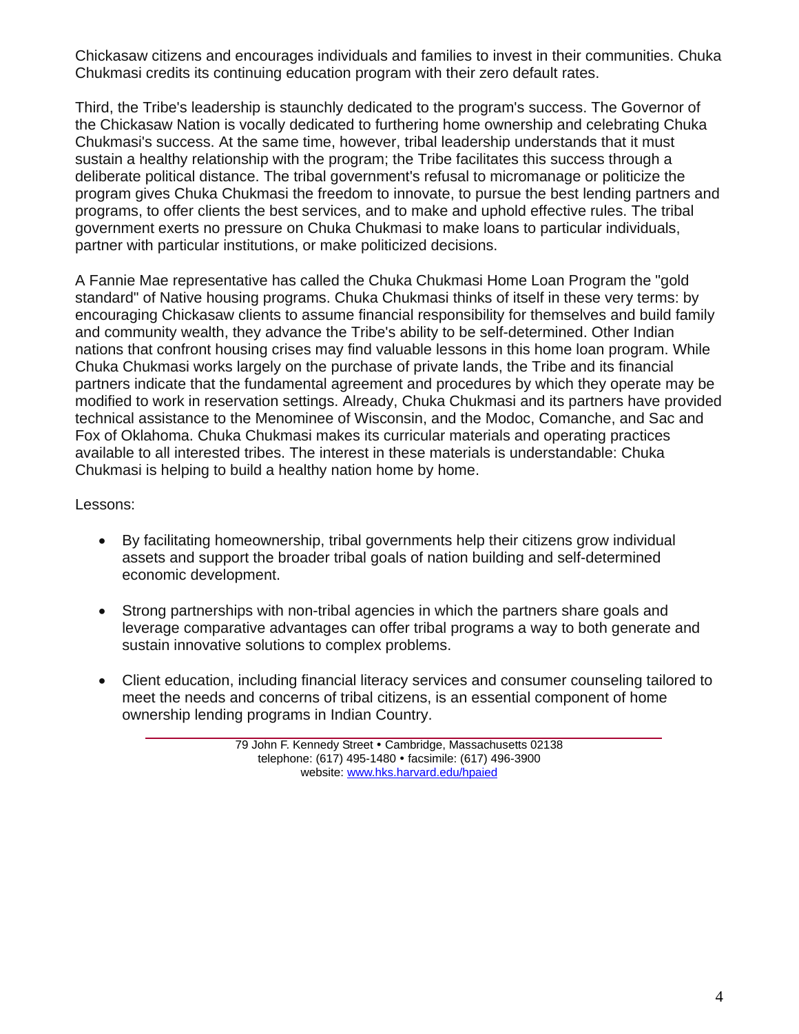Chickasaw citizens and encourages individuals and families to invest in their communities. Chuka Chukmasi credits its continuing education program with their zero default rates.

Third, the Tribe's leadership is staunchly dedicated to the program's success. The Governor of the Chickasaw Nation is vocally dedicated to furthering home ownership and celebrating Chuka Chukmasi's success. At the same time, however, tribal leadership understands that it must sustain a healthy relationship with the program; the Tribe facilitates this success through a deliberate political distance. The tribal government's refusal to micromanage or politicize the program gives Chuka Chukmasi the freedom to innovate, to pursue the best lending partners and programs, to offer clients the best services, and to make and uphold effective rules. The tribal government exerts no pressure on Chuka Chukmasi to make loans to particular individuals, partner with particular institutions, or make politicized decisions.

A Fannie Mae representative has called the Chuka Chukmasi Home Loan Program the "gold standard" of Native housing programs. Chuka Chukmasi thinks of itself in these very terms: by encouraging Chickasaw clients to assume financial responsibility for themselves and build family and community wealth, they advance the Tribe's ability to be self-determined. Other Indian nations that confront housing crises may find valuable lessons in this home loan program. While Chuka Chukmasi works largely on the purchase of private lands, the Tribe and its financial partners indicate that the fundamental agreement and procedures by which they operate may be modified to work in reservation settings. Already, Chuka Chukmasi and its partners have provided technical assistance to the Menominee of Wisconsin, and the Modoc, Comanche, and Sac and Fox of Oklahoma. Chuka Chukmasi makes its curricular materials and operating practices available to all interested tribes. The interest in these materials is understandable: Chuka Chukmasi is helping to build a healthy nation home by home.

Lessons:

- By facilitating homeownership, tribal governments help their citizens grow individual assets and support the broader tribal goals of nation building and self-determined economic development.
- Strong partnerships with non-tribal agencies in which the partners share goals and leverage comparative advantages can offer tribal programs a way to both generate and sustain innovative solutions to complex problems.
- Client education, including financial literacy services and consumer counseling tailored to meet the needs and concerns of tribal citizens, is an essential component of home ownership lending programs in Indian Country.

79 John F. Kennedy Street • Cambridge, Massachusetts 02138
telephone: (617) 495-1480 • facsimile: (617) 496-3900
website: www.hks.harvard.edu/hpaied